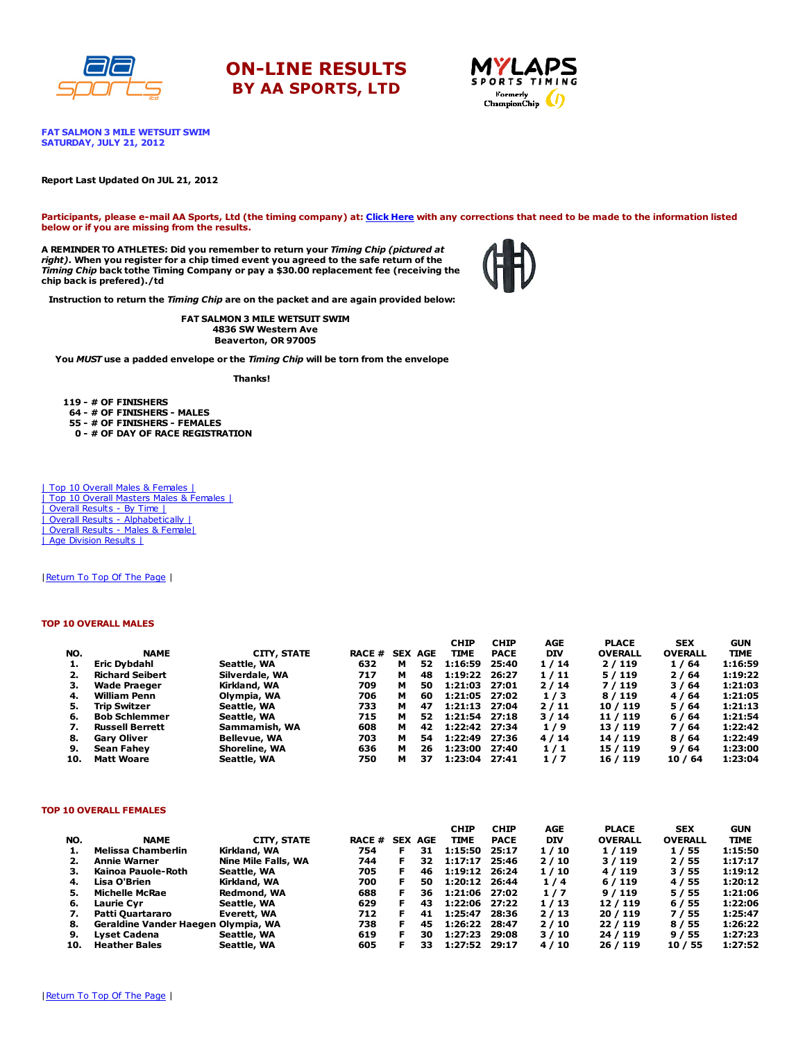# ON-LINE RESULTS
## BY AA SPORTS, LTD

**FAT SALMON 3 MILE WETSUIT SWIM**
**SATURDAY, JULY 21, 2012**

**Report Last Updated On JUL 21, 2012**

**Participants, please e-mail AA Sports, Ltd (the timing company) at: Click Here with any corrections that need to be made to the information listed below or if you are missing from the results.**

**A REMINDER TO ATHLETES: Did you remember to return your *Timing Chip (pictured at right)*. When you register for a chip timed event you agreed to the safe return of the *Timing Chip* back tothe Timing Company or pay a $30.00 replacement fee (receiving the chip back is prefered)./td**

**Instruction to return the *Timing Chip* are on the packet and are again provided below:**

**FAT SALMON 3 MILE WETSUIT SWIM**
**4836 SW Western Ave**
**Beaverton, OR 97005**

**You *MUST* use a padded envelope or the *Timing Chip* will be torn from the envelope**

**Thanks!**

**119 - # OF FINISHERS**
**64 - # OF FINISHERS - MALES**
**55 - # OF FINISHERS - FEMALES**
**0 - # OF DAY OF RACE REGISTRATION**

| Top 10 Overall Males & Females |
| Top 10 Overall Masters Males & Females |
| Overall Results - By Time |
| Overall Results - Alphabetically |
| Overall Results - Males & Female|
| Age Division Results |

|Return To Top Of The Page |

### TOP 10 OVERALL MALES

| NO. | NAME | CITY, STATE | RACE # | SEX | AGE | CHIP TIME | CHIP PACE | AGE DIV | PLACE OVERALL | SEX OVERALL | GUN TIME |
|---|---|---|---|---|---|---|---|---|---|---|---|
| 1. | Eric Dybdahl | Seattle, WA | 632 | M | 52 | 1:16:59 | 25:40 | 1 / 14 | 2 / 119 | 1 / 64 | 1:16:59 |
| 2. | Richard Seibert | Silverdale, WA | 717 | M | 48 | 1:19:22 | 26:27 | 1 / 11 | 5 / 119 | 2 / 64 | 1:19:22 |
| 3. | Wade Praeger | Kirkland, WA | 709 | M | 50 | 1:21:03 | 27:01 | 2 / 14 | 7 / 119 | 3 / 64 | 1:21:03 |
| 4. | William Penn | Olympia, WA | 706 | M | 60 | 1:21:05 | 27:02 | 1 / 3 | 8 / 119 | 4 / 64 | 1:21:05 |
| 5. | Trip Switzer | Seattle, WA | 733 | M | 47 | 1:21:13 | 27:04 | 2 / 11 | 10 / 119 | 5 / 64 | 1:21:13 |
| 6. | Bob Schlemmer | Seattle, WA | 715 | M | 52 | 1:21:54 | 27:18 | 3 / 14 | 11 / 119 | 6 / 64 | 1:21:54 |
| 7. | Russell Berrett | Sammamish, WA | 608 | M | 42 | 1:22:42 | 27:34 | 1 / 9 | 13 / 119 | 7 / 64 | 1:22:42 |
| 8. | Gary Oliver | Bellevue, WA | 703 | M | 54 | 1:22:49 | 27:36 | 4 / 14 | 14 / 119 | 8 / 64 | 1:22:49 |
| 9. | Sean Fahey | Shoreline, WA | 636 | M | 26 | 1:23:00 | 27:40 | 1 / 1 | 15 / 119 | 9 / 64 | 1:23:00 |
| 10. | Matt Woare | Seattle, WA | 750 | M | 37 | 1:23:04 | 27:41 | 1 / 7 | 16 / 119 | 10 / 64 | 1:23:04 |

### TOP 10 OVERALL FEMALES

| NO. | NAME | CITY, STATE | RACE # | SEX | AGE | CHIP TIME | CHIP PACE | AGE DIV | PLACE OVERALL | SEX OVERALL | GUN TIME |
|---|---|---|---|---|---|---|---|---|---|---|---|
| 1. | Melissa Chamberlin | Kirkland, WA | 754 | F | 31 | 1:15:50 | 25:17 | 1 / 10 | 1 / 119 | 1 / 55 | 1:15:50 |
| 2. | Annie Warner | Nine Mile Falls, WA | 744 | F | 32 | 1:17:17 | 25:46 | 2 / 10 | 3 / 119 | 2 / 55 | 1:17:17 |
| 3. | Kainoa Pauole-Roth | Seattle, WA | 705 | F | 46 | 1:19:12 | 26:24 | 1 / 10 | 4 / 119 | 3 / 55 | 1:19:12 |
| 4. | Lisa O'Brien | Kirkland, WA | 700 | F | 50 | 1:20:12 | 26:44 | 1 / 4 | 6 / 119 | 4 / 55 | 1:20:12 |
| 5. | Michelle McRae | Redmond, WA | 688 | F | 36 | 1:21:06 | 27:02 | 1 / 7 | 9 / 119 | 5 / 55 | 1:21:06 |
| 6. | Laurie Cyr | Seattle, WA | 629 | F | 43 | 1:22:06 | 27:22 | 1 / 13 | 12 / 119 | 6 / 55 | 1:22:06 |
| 7. | Patti Quartararo | Everett, WA | 712 | F | 41 | 1:25:47 | 28:36 | 2 / 13 | 20 / 119 | 7 / 55 | 1:25:47 |
| 8. | Geraldine Vander Haegen | Olympia, WA | 738 | F | 45 | 1:26:22 | 28:47 | 2 / 10 | 22 / 119 | 8 / 55 | 1:26:22 |
| 9. | Lyset Cadena | Seattle, WA | 619 | F | 30 | 1:27:23 | 29:08 | 3 / 10 | 24 / 119 | 9 / 55 | 1:27:23 |
| 10. | Heather Bales | Seattle, WA | 605 | F | 33 | 1:27:52 | 29:17 | 4 / 10 | 26 / 119 | 10 / 55 | 1:27:52 |

|Return To Top Of The Page |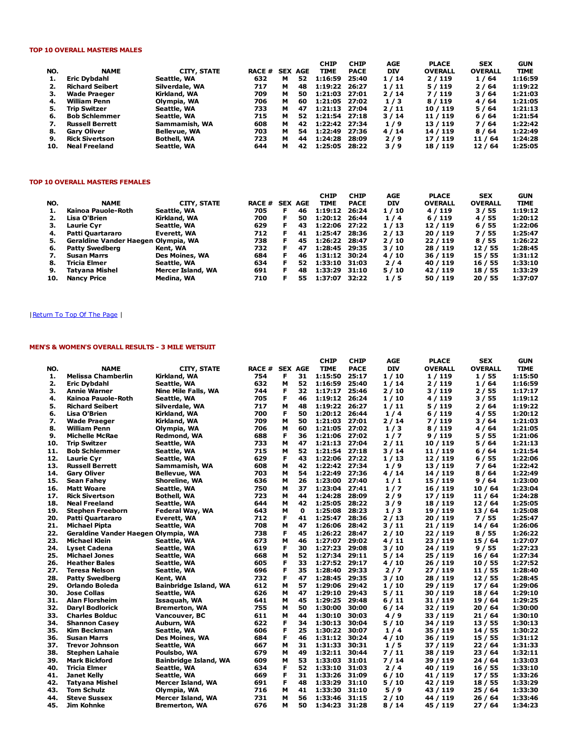#### TOP 10 OVERALL MASTERS MALES

| NO. | NAME | CITY, STATE | RACE # | SEX | AGE | CHIP TIME | CHIP PACE | AGE DIV | PLACE OVERALL | SEX OVERALL | GUN TIME |
|---|---|---|---|---|---|---|---|---|---|---|---|
| 1. | Eric Dybdahl | Seattle, WA | 632 | M | 52 | 1:16:59 | 25:40 | 1 / 14 | 2 / 119 | 1 / 64 | 1:16:59 |
| 2. | Richard Seibert | Silverdale, WA | 717 | M | 48 | 1:19:22 | 26:27 | 1 / 11 | 5 / 119 | 2 / 64 | 1:19:22 |
| 3. | Wade Praeger | Kirkland, WA | 709 | M | 50 | 1:21:03 | 27:01 | 2 / 14 | 7 / 119 | 3 / 64 | 1:21:03 |
| 4. | William Penn | Olympia, WA | 706 | M | 60 | 1:21:05 | 27:02 | 1 / 3 | 8 / 119 | 4 / 64 | 1:21:05 |
| 5. | Trip Switzer | Seattle, WA | 733 | M | 47 | 1:21:13 | 27:04 | 2 / 11 | 10 / 119 | 5 / 64 | 1:21:13 |
| 6. | Bob Schlemmer | Seattle, WA | 715 | M | 52 | 1:21:54 | 27:18 | 3 / 14 | 11 / 119 | 6 / 64 | 1:21:54 |
| 7. | Russell Berrett | Sammamish, WA | 608 | M | 42 | 1:22:42 | 27:34 | 1 / 9 | 13 / 119 | 7 / 64 | 1:22:42 |
| 8. | Gary Oliver | Bellevue, WA | 703 | M | 54 | 1:22:49 | 27:36 | 4 / 14 | 14 / 119 | 8 / 64 | 1:22:49 |
| 9. | Rick Sivertson | Bothell, WA | 723 | M | 44 | 1:24:28 | 28:09 | 2 / 9 | 17 / 119 | 11 / 64 | 1:24:28 |
| 10. | Neal Freeland | Seattle, WA | 644 | M | 42 | 1:25:05 | 28:22 | 3 / 9 | 18 / 119 | 12 / 64 | 1:25:05 |

#### TOP 10 OVERALL MASTERS FEMALES

| NO. | NAME | CITY, STATE | RACE # | SEX | AGE | CHIP TIME | CHIP PACE | AGE DIV | PLACE OVERALL | SEX OVERALL | GUN TIME |
|---|---|---|---|---|---|---|---|---|---|---|---|
| 1. | Kainoa Pauole-Roth | Seattle, WA | 705 | F | 46 | 1:19:12 | 26:24 | 1 / 10 | 4 / 119 | 3 / 55 | 1:19:12 |
| 2. | Lisa O'Brien | Kirkland, WA | 700 | F | 50 | 1:20:12 | 26:44 | 1 / 4 | 6 / 119 | 4 / 55 | 1:20:12 |
| 3. | Laurie Cyr | Seattle, WA | 629 | F | 43 | 1:22:06 | 27:22 | 1 / 13 | 12 / 119 | 6 / 55 | 1:22:06 |
| 4. | Patti Quartararo | Everett, WA | 712 | F | 41 | 1:25:47 | 28:36 | 2 / 13 | 20 / 119 | 7 / 55 | 1:25:47 |
| 5. | Geraldine Vander Haegen | Olympia, WA | 738 | F | 45 | 1:26:22 | 28:47 | 2 / 10 | 22 / 119 | 8 / 55 | 1:26:22 |
| 6. | Patty Swedberg | Kent, WA | 732 | F | 47 | 1:28:45 | 29:35 | 3 / 10 | 28 / 119 | 12 / 55 | 1:28:45 |
| 7. | Susan Marrs | Des Moines, WA | 684 | F | 46 | 1:31:12 | 30:24 | 4 / 10 | 36 / 119 | 15 / 55 | 1:31:12 |
| 8. | Tricia Elmer | Seattle, WA | 634 | F | 52 | 1:33:10 | 31:03 | 2 / 4 | 40 / 119 | 16 / 55 | 1:33:10 |
| 9. | Tatyana Mishel | Mercer Island, WA | 691 | F | 48 | 1:33:29 | 31:10 | 5 / 10 | 42 / 119 | 18 / 55 | 1:33:29 |
| 10. | Nancy Price | Medina, WA | 710 | F | 55 | 1:37:07 | 32:22 | 1 / 5 | 50 / 119 | 20 / 55 | 1:37:07 |

| Return To Top Of The Page |

#### MEN'S & WOMEN'S OVERALL RESULTS - 3 MILE WETSUIT

| NO. | NAME | CITY, STATE | RACE # | SEX | AGE | CHIP TIME | CHIP PACE | AGE DIV | PLACE OVERALL | SEX OVERALL | GUN TIME |
|---|---|---|---|---|---|---|---|---|---|---|---|
| 1. | Melissa Chamberlin | Kirkland, WA | 754 | F | 31 | 1:15:50 | 25:17 | 1 / 10 | 1 / 119 | 1 / 55 | 1:15:50 |
| 2. | Eric Dybdahl | Seattle, WA | 632 | M | 52 | 1:16:59 | 25:40 | 1 / 14 | 2 / 119 | 1 / 64 | 1:16:59 |
| 3. | Annie Warner | Nine Mile Falls, WA | 744 | F | 32 | 1:17:17 | 25:46 | 2 / 10 | 3 / 119 | 2 / 55 | 1:17:17 |
| 4. | Kainoa Pauole-Roth | Seattle, WA | 705 | F | 46 | 1:19:12 | 26:24 | 1 / 10 | 4 / 119 | 3 / 55 | 1:19:12 |
| 5. | Richard Seibert | Silverdale, WA | 717 | M | 48 | 1:19:22 | 26:27 | 1 / 11 | 5 / 119 | 2 / 64 | 1:19:22 |
| 6. | Lisa O'Brien | Kirkland, WA | 700 | F | 50 | 1:20:12 | 26:44 | 1 / 4 | 6 / 119 | 4 / 55 | 1:20:12 |
| 7. | Wade Praeger | Kirkland, WA | 709 | M | 50 | 1:21:03 | 27:01 | 2 / 14 | 7 / 119 | 3 / 64 | 1:21:03 |
| 8. | William Penn | Olympia, WA | 706 | M | 60 | 1:21:05 | 27:02 | 1 / 3 | 8 / 119 | 4 / 64 | 1:21:05 |
| 9. | Michelle McRae | Redmond, WA | 688 | F | 36 | 1:21:06 | 27:02 | 1 / 7 | 9 / 119 | 5 / 55 | 1:21:06 |
| 10. | Trip Switzer | Seattle, WA | 733 | M | 47 | 1:21:13 | 27:04 | 2 / 11 | 10 / 119 | 5 / 64 | 1:21:13 |
| 11. | Bob Schlemmer | Seattle, WA | 715 | M | 52 | 1:21:54 | 27:18 | 3 / 14 | 11 / 119 | 6 / 64 | 1:21:54 |
| 12. | Laurie Cyr | Seattle, WA | 629 | F | 43 | 1:22:06 | 27:22 | 1 / 13 | 12 / 119 | 6 / 55 | 1:22:06 |
| 13. | Russell Berrett | Sammamish, WA | 608 | M | 42 | 1:22:42 | 27:34 | 1 / 9 | 13 / 119 | 7 / 64 | 1:22:42 |
| 14. | Gary Oliver | Bellevue, WA | 703 | M | 54 | 1:22:49 | 27:36 | 4 / 14 | 14 / 119 | 8 / 64 | 1:22:49 |
| 15. | Sean Fahey | Shoreline, WA | 636 | M | 26 | 1:23:00 | 27:40 | 1 / 1 | 15 / 119 | 9 / 64 | 1:23:00 |
| 16. | Matt Woare | Seattle, WA | 750 | M | 37 | 1:23:04 | 27:41 | 1 / 7 | 16 / 119 | 10 / 64 | 1:23:04 |
| 17. | Rick Sivertson | Bothell, WA | 723 | M | 44 | 1:24:28 | 28:09 | 2 / 9 | 17 / 119 | 11 / 64 | 1:24:28 |
| 18. | Neal Freeland | Seattle, WA | 644 | M | 42 | 1:25:05 | 28:22 | 3 / 9 | 18 / 119 | 12 / 64 | 1:25:05 |
| 19. | Stephen Freeborn | Federal Way, WA | 643 | M | 0 | 1:25:08 | 28:23 | 1 / 3 | 19 / 119 | 13 / 64 | 1:25:08 |
| 20. | Patti Quartararo | Everett, WA | 712 | F | 41 | 1:25:47 | 28:36 | 2 / 13 | 20 / 119 | 7 / 55 | 1:25:47 |
| 21. | Michael Pipta | Seattle, WA | 708 | M | 47 | 1:26:06 | 28:42 | 3 / 11 | 21 / 119 | 14 / 64 | 1:26:06 |
| 22. | Geraldine Vander Haegen | Olympia, WA | 738 | F | 45 | 1:26:22 | 28:47 | 2 / 10 | 22 / 119 | 8 / 55 | 1:26:22 |
| 23. | Michael Klein | Seattle, WA | 673 | M | 46 | 1:27:07 | 29:02 | 4 / 11 | 23 / 119 | 15 / 64 | 1:27:07 |
| 24. | Lyset Cadena | Seattle, WA | 619 | F | 30 | 1:27:23 | 29:08 | 3 / 10 | 24 / 119 | 9 / 55 | 1:27:23 |
| 25. | Michael Jones | Seattle, WA | 668 | M | 52 | 1:27:34 | 29:11 | 5 / 14 | 25 / 119 | 16 / 64 | 1:27:34 |
| 26. | Heather Bales | Seattle, WA | 605 | F | 33 | 1:27:52 | 29:17 | 4 / 10 | 26 / 119 | 10 / 55 | 1:27:52 |
| 27. | Teresa Nelson | Seattle, WA | 696 | F | 35 | 1:28:40 | 29:33 | 2 / 7 | 27 / 119 | 11 / 55 | 1:28:40 |
| 28. | Patty Swedberg | Kent, WA | 732 | F | 47 | 1:28:45 | 29:35 | 3 / 10 | 28 / 119 | 12 / 55 | 1:28:45 |
| 29. | Orlando Boleda | Bainbridge Island, WA | 612 | M | 57 | 1:29:06 | 29:42 | 1 / 10 | 29 / 119 | 17 / 64 | 1:29:06 |
| 30. | Jose Collas | Seattle, WA | 626 | M | 47 | 1:29:10 | 29:43 | 5 / 11 | 30 / 119 | 18 / 64 | 1:29:10 |
| 31. | Alan Florsheim | Issaquah, WA | 641 | M | 45 | 1:29:25 | 29:48 | 6 / 11 | 31 / 119 | 19 / 64 | 1:29:25 |
| 32. | Daryl Bodlorick | Bremerton, WA | 755 | M | 50 | 1:30:00 | 30:00 | 6 / 14 | 32 / 119 | 20 / 64 | 1:30:00 |
| 33. | Charles Bolduc | Vancouver, BC | 611 | M | 44 | 1:30:10 | 30:03 | 4 / 9 | 33 / 119 | 21 / 64 | 1:30:10 |
| 34. | Shannon Casey | Auburn, WA | 622 | F | 34 | 1:30:13 | 30:04 | 5 / 10 | 34 / 119 | 13 / 55 | 1:30:13 |
| 35. | Kim Beckman | Seattle, WA | 606 | F | 25 | 1:30:22 | 30:07 | 1 / 4 | 35 / 119 | 14 / 55 | 1:30:22 |
| 36. | Susan Marrs | Des Moines, WA | 684 | F | 46 | 1:31:12 | 30:24 | 4 / 10 | 36 / 119 | 15 / 55 | 1:31:12 |
| 37. | Trevor Johnson | Seattle, WA | 667 | M | 31 | 1:31:33 | 30:31 | 1 / 5 | 37 / 119 | 22 / 64 | 1:31:33 |
| 38. | Stephen Lahaie | Poulsbo, WA | 679 | M | 49 | 1:32:11 | 30:44 | 7 / 11 | 38 / 119 | 23 / 64 | 1:32:11 |
| 39. | Mark Bickford | Bainbridge Island, WA | 609 | M | 53 | 1:33:03 | 31:01 | 7 / 14 | 39 / 119 | 24 / 64 | 1:33:03 |
| 40. | Tricia Elmer | Seattle, WA | 634 | F | 52 | 1:33:10 | 31:03 | 2 / 4 | 40 / 119 | 16 / 55 | 1:33:10 |
| 41. | Janet Kelly | Seattle, WA | 669 | F | 31 | 1:33:26 | 31:09 | 6 / 10 | 41 / 119 | 17 / 55 | 1:33:26 |
| 42. | Tatyana Mishel | Mercer Island, WA | 691 | F | 48 | 1:33:29 | 31:10 | 5 / 10 | 42 / 119 | 18 / 55 | 1:33:29 |
| 43. | Tom Schulz | Olympia, WA | 716 | M | 41 | 1:33:30 | 31:10 | 5 / 9 | 43 / 119 | 25 / 64 | 1:33:30 |
| 44. | Steve Sussex | Mercer Island, WA | 731 | M | 56 | 1:33:46 | 31:15 | 2 / 10 | 44 / 119 | 26 / 64 | 1:33:46 |
| 45. | Jim Kohnke | Bremerton, WA | 676 | M | 50 | 1:34:23 | 31:28 | 8 / 14 | 45 / 119 | 27 / 64 | 1:34:23 |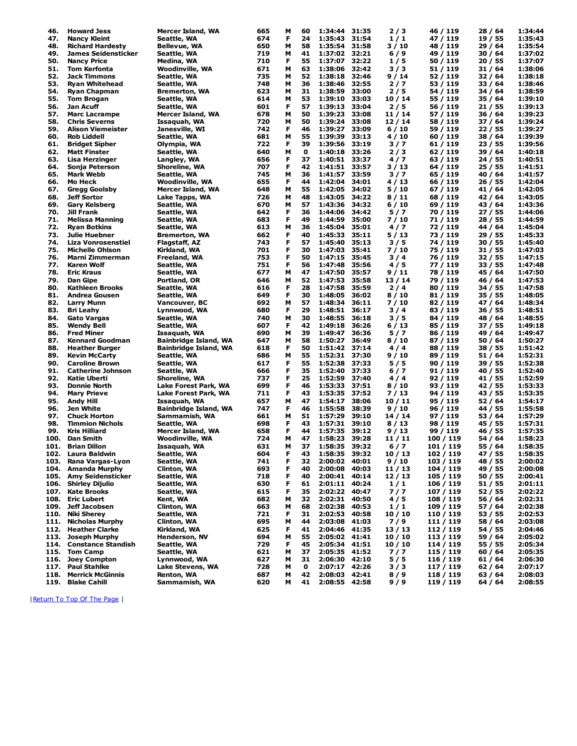| | | | | | | | | | | | |
|---|---|---|---|---|---|---|---|---|---|---|---|
| 46. | Howard Jess | Mercer Island, WA | 665 | M | 60 | 1:34:44 | 31:35 | 2 / 3 | 46 / 119 | 28 / 64 | 1:34:44 |
| 47. | Nancy Kleint | Seattle, WA | 674 | F | 24 | 1:35:43 | 31:54 | 1 / 1 | 47 / 119 | 19 / 55 | 1:35:43 |
| 48. | Richard Hardesty | Bellevue, WA | 650 | M | 58 | 1:35:54 | 31:58 | 3 / 10 | 48 / 119 | 29 / 64 | 1:35:54 |
| 49. | James Seidensticker | Seattle, WA | 719 | M | 41 | 1:37:02 | 32:21 | 6 / 9 | 49 / 119 | 30 / 64 | 1:37:02 |
| 50. | Nancy Price | Medina, WA | 710 | F | 55 | 1:37:07 | 32:22 | 1 / 5 | 50 / 119 | 20 / 55 | 1:37:07 |
| 51. | Tom Kerfonta | Woodinville, WA | 671 | M | 63 | 1:38:06 | 32:42 | 3 / 3 | 51 / 119 | 31 / 64 | 1:38:06 |
| 52. | Jack Timmons | Seattle, WA | 735 | M | 52 | 1:38:18 | 32:46 | 9 / 14 | 52 / 119 | 32 / 64 | 1:38:18 |
| 53. | Ryan Whitehead | Seattle, WA | 748 | M | 36 | 1:38:46 | 32:55 | 2 / 7 | 53 / 119 | 33 / 64 | 1:38:46 |
| 54. | Ryan Chapman | Bremerton, WA | 623 | M | 31 | 1:38:59 | 33:00 | 2 / 5 | 54 / 119 | 34 / 64 | 1:38:59 |
| 55. | Tom Brogan | Seattle, WA | 614 | M | 53 | 1:39:10 | 33:03 | 10 / 14 | 55 / 119 | 35 / 64 | 1:39:10 |
| 56. | Jan Acuff | Seattle, WA | 601 | F | 57 | 1:39:13 | 33:04 | 2 / 5 | 56 / 119 | 21 / 55 | 1:39:13 |
| 57. | Marc Lacrampe | Mercer Island, WA | 678 | M | 50 | 1:39:23 | 33:08 | 11 / 14 | 57 / 119 | 36 / 64 | 1:39:23 |
| 58. | Chris Severns | Issaquah, WA | 720 | M | 50 | 1:39:24 | 33:08 | 12 / 14 | 58 / 119 | 37 / 64 | 1:39:24 |
| 59. | Alison Viemeister | Janesville, WI | 742 | F | 46 | 1:39:27 | 33:09 | 6 / 10 | 59 / 119 | 22 / 55 | 1:39:27 |
| 60. | Rob Liddell | Seattle, WA | 681 | M | 55 | 1:39:39 | 33:13 | 4 / 10 | 60 / 119 | 38 / 64 | 1:39:39 |
| 61. | Bridget Sipher | Olympia, WA | 722 | F | 39 | 1:39:56 | 33:19 | 3 / 7 | 61 / 119 | 23 / 55 | 1:39:56 |
| 62. | Matt Finster | Seattle, WA | 640 | M | 0 | 1:40:18 | 33:26 | 2 / 3 | 62 / 119 | 39 / 64 | 1:40:18 |
| 63. | Lisa Herzinger | Langley, WA | 656 | F | 37 | 1:40:51 | 33:37 | 4 / 7 | 63 / 119 | 24 / 55 | 1:40:51 |
| 64. | Sonja Peterson | Shoreline, WA | 707 | F | 42 | 1:41:51 | 33:57 | 3 / 13 | 64 / 119 | 25 / 55 | 1:41:51 |
| 65. | Mark Webb | Seattle, WA | 745 | M | 36 | 1:41:57 | 33:59 | 3 / 7 | 65 / 119 | 40 / 64 | 1:41:57 |
| 66. | Mo Heck | Woodinville, WA | 655 | F | 44 | 1:42:04 | 34:01 | 4 / 13 | 66 / 119 | 26 / 55 | 1:42:04 |
| 67. | Gregg Goolsby | Mercer Island, WA | 648 | M | 55 | 1:42:05 | 34:02 | 5 / 10 | 67 / 119 | 41 / 64 | 1:42:05 |
| 68. | Jeff Sortor | Lake Tapps, WA | 726 | M | 48 | 1:43:05 | 34:22 | 8 / 11 | 68 / 119 | 42 / 64 | 1:43:05 |
| 69. | Gary Kelsberg | Seattle, WA | 670 | M | 57 | 1:43:36 | 34:32 | 6 / 10 | 69 / 119 | 43 / 64 | 1:43:36 |
| 70. | Jill Frank | Seattle, WA | 642 | F | 36 | 1:44:06 | 34:42 | 5 / 7 | 70 / 119 | 27 / 55 | 1:44:06 |
| 71. | Melissa Manning | Seattle, WA | 683 | F | 49 | 1:44:59 | 35:00 | 7 / 10 | 71 / 119 | 28 / 55 | 1:44:59 |
| 72. | Ryan Botkins | Seattle, WA | 613 | M | 36 | 1:45:04 | 35:01 | 4 / 7 | 72 / 119 | 44 / 64 | 1:45:04 |
| 73. | Julie Huebner | Bremerton, WA | 662 | F | 40 | 1:45:33 | 35:11 | 5 / 13 | 73 / 119 | 29 / 55 | 1:45:33 |
| 74. | Liza Vonrosenstiel | Flagstaff, AZ | 743 | F | 57 | 1:45:40 | 35:13 | 3 / 5 | 74 / 119 | 30 / 55 | 1:45:40 |
| 75. | Michelle Ohlson | Kirkland, WA | 701 | F | 30 | 1:47:03 | 35:41 | 7 / 10 | 75 / 119 | 31 / 55 | 1:47:03 |
| 76. | Marni Zimmerman | Freeland, WA | 753 | F | 50 | 1:47:15 | 35:45 | 3 / 4 | 76 / 119 | 32 / 55 | 1:47:15 |
| 77. | Karen Wolf | Seattle, WA | 751 | F | 56 | 1:47:48 | 35:56 | 4 / 5 | 77 / 119 | 33 / 55 | 1:47:48 |
| 78. | Eric Kraus | Seattle, WA | 677 | M | 47 | 1:47:50 | 35:57 | 9 / 11 | 78 / 119 | 45 / 64 | 1:47:50 |
| 79. | Dan Gipe | Portland, OR | 646 | M | 52 | 1:47:53 | 35:58 | 13 / 14 | 79 / 119 | 46 / 64 | 1:47:53 |
| 80. | Kathleen Brooks | Seattle, WA | 616 | F | 28 | 1:47:58 | 35:59 | 2 / 4 | 80 / 119 | 34 / 55 | 1:47:58 |
| 81. | Andrea Gousen | Seattle, WA | 649 | F | 30 | 1:48:05 | 36:02 | 8 / 10 | 81 / 119 | 35 / 55 | 1:48:05 |
| 82. | Larry Munn | Vancouver, BC | 692 | M | 57 | 1:48:34 | 36:11 | 7 / 10 | 82 / 119 | 47 / 64 | 1:48:34 |
| 83. | Bri Leahy | Lynnwood, WA | 680 | F | 29 | 1:48:51 | 36:17 | 3 / 4 | 83 / 119 | 36 / 55 | 1:48:51 |
| 84. | Gato Vargas | Seattle, WA | 740 | M | 30 | 1:48:55 | 36:18 | 3 / 5 | 84 / 119 | 48 / 64 | 1:48:55 |
| 85. | Wendy Bell | Seattle, WA | 607 | F | 42 | 1:49:18 | 36:26 | 6 / 13 | 85 / 119 | 37 / 55 | 1:49:18 |
| 86. | Fred Miner | Issaquah, WA | 690 | M | 39 | 1:49:47 | 36:36 | 5 / 7 | 86 / 119 | 49 / 64 | 1:49:47 |
| 87. | Kennard Goodman | Bainbridge Island, WA | 647 | M | 58 | 1:50:27 | 36:49 | 8 / 10 | 87 / 119 | 50 / 64 | 1:50:27 |
| 88. | Heather Burger | Bainbridge Island, WA | 618 | F | 50 | 1:51:42 | 37:14 | 4 / 4 | 88 / 119 | 38 / 55 | 1:51:42 |
| 89. | Kevin McCarty | Seattle, WA | 686 | M | 55 | 1:52:31 | 37:30 | 9 / 10 | 89 / 119 | 51 / 64 | 1:52:31 |
| 90. | Caroline Brown | Seattle, WA | 617 | F | 55 | 1:52:38 | 37:33 | 5 / 5 | 90 / 119 | 39 / 55 | 1:52:38 |
| 91. | Catherine Johnson | Seattle, WA | 666 | F | 35 | 1:52:40 | 37:33 | 6 / 7 | 91 / 119 | 40 / 55 | 1:52:40 |
| 92. | Katie Uberti | Shoreline, WA | 737 | F | 25 | 1:52:59 | 37:40 | 4 / 4 | 92 / 119 | 41 / 55 | 1:52:59 |
| 93. | Donnie North | Lake Forest Park, WA | 699 | F | 46 | 1:53:33 | 37:51 | 8 / 10 | 93 / 119 | 42 / 55 | 1:53:33 |
| 94. | Mary Prieve | Lake Forest Park, WA | 711 | F | 43 | 1:53:35 | 37:52 | 7 / 13 | 94 / 119 | 43 / 55 | 1:53:35 |
| 95. | Andy Hill | Issaquah, WA | 657 | M | 47 | 1:54:17 | 38:06 | 10 / 11 | 95 / 119 | 52 / 64 | 1:54:17 |
| 96. | Jen White | Bainbridge Island, WA | 747 | F | 46 | 1:55:58 | 38:39 | 9 / 10 | 96 / 119 | 44 / 55 | 1:55:58 |
| 97. | Chuck Horton | Sammamish, WA | 661 | M | 51 | 1:57:29 | 39:10 | 14 / 14 | 97 / 119 | 53 / 64 | 1:57:29 |
| 98. | Timmion Nichols | Seattle, WA | 698 | F | 43 | 1:57:31 | 39:10 | 8 / 13 | 98 / 119 | 45 / 55 | 1:57:31 |
| 99. | Kris Hilliard | Mercer Island, WA | 658 | F | 44 | 1:57:35 | 39:12 | 9 / 13 | 99 / 119 | 46 / 55 | 1:57:35 |
| 100. | Dan Smith | Woodinville, WA | 724 | M | 47 | 1:58:23 | 39:28 | 11 / 11 | 100 / 119 | 54 / 64 | 1:58:23 |
| 101. | Brian Dillon | Issaquah, WA | 631 | M | 37 | 1:58:35 | 39:32 | 6 / 7 | 101 / 119 | 55 / 64 | 1:58:35 |
| 102. | Laura Baldwin | Seattle, WA | 604 | F | 43 | 1:58:35 | 39:32 | 10 / 13 | 102 / 119 | 47 / 55 | 1:58:35 |
| 103. | Rana Vargas-Lyon | Seattle, WA | 741 | F | 32 | 2:00:02 | 40:01 | 9 / 10 | 103 / 119 | 48 / 55 | 2:00:02 |
| 104. | Amanda Murphy | Clinton, WA | 693 | F | 40 | 2:00:08 | 40:03 | 11 / 13 | 104 / 119 | 49 / 55 | 2:00:08 |
| 105. | Amy Seidensticker | Seattle, WA | 718 | F | 40 | 2:00:41 | 40:14 | 12 / 13 | 105 / 119 | 50 / 55 | 2:00:41 |
| 106. | Shirley Dijulio | Seattle, WA | 630 | F | 61 | 2:01:11 | 40:24 | 1 / 1 | 106 / 119 | 51 / 55 | 2:01:11 |
| 107. | Kate Brooks | Seattle, WA | 615 | F | 35 | 2:02:22 | 40:47 | 7 / 7 | 107 / 119 | 52 / 55 | 2:02:22 |
| 108. | Eric Lubert | Kent, WA | 682 | M | 32 | 2:02:31 | 40:50 | 4 / 5 | 108 / 119 | 56 / 64 | 2:02:31 |
| 109. | Jeff Jacobsen | Clinton, WA | 663 | M | 68 | 2:02:38 | 40:53 | 1 / 1 | 109 / 119 | 57 / 64 | 2:02:38 |
| 110. | Niki Sherey | Seattle, WA | 721 | F | 31 | 2:02:53 | 40:58 | 10 / 10 | 110 / 119 | 53 / 55 | 2:02:53 |
| 111. | Nicholas Murphy | Clinton, WA | 695 | M | 44 | 2:03:08 | 41:03 | 7 / 9 | 111 / 119 | 58 / 64 | 2:03:08 |
| 112. | Heather Clarke | Kirkland, WA | 625 | F | 41 | 2:04:46 | 41:35 | 13 / 13 | 112 / 119 | 54 / 55 | 2:04:46 |
| 113. | Joseph Murphy | Henderson, NV | 694 | M | 55 | 2:05:02 | 41:41 | 10 / 10 | 113 / 119 | 59 / 64 | 2:05:02 |
| 114. | Constance Standish | Seattle, WA | 729 | F | 45 | 2:05:34 | 41:51 | 10 / 10 | 114 / 119 | 55 / 55 | 2:05:34 |
| 115. | Tom Camp | Seattle, WA | 621 | M | 37 | 2:05:35 | 41:52 | 7 / 7 | 115 / 119 | 60 / 64 | 2:05:35 |
| 116. | Joey Compton | Lynnwood, WA | 627 | M | 31 | 2:06:30 | 42:10 | 5 / 5 | 116 / 119 | 61 / 64 | 2:06:30 |
| 117. | Paul Stahlke | Lake Stevens, WA | 728 | M | 0 | 2:07:17 | 42:26 | 3 / 3 | 117 / 119 | 62 / 64 | 2:07:17 |
| 118. | Merrick McGinnis | Renton, WA | 687 | M | 42 | 2:08:03 | 42:41 | 8 / 9 | 118 / 119 | 63 / 64 | 2:08:03 |
| 119. | Blake Cahill | Sammamish, WA | 620 | M | 41 | 2:08:55 | 42:58 | 9 / 9 | 119 / 119 | 64 / 64 | 2:08:55 |

| Return To Top Of The Page |